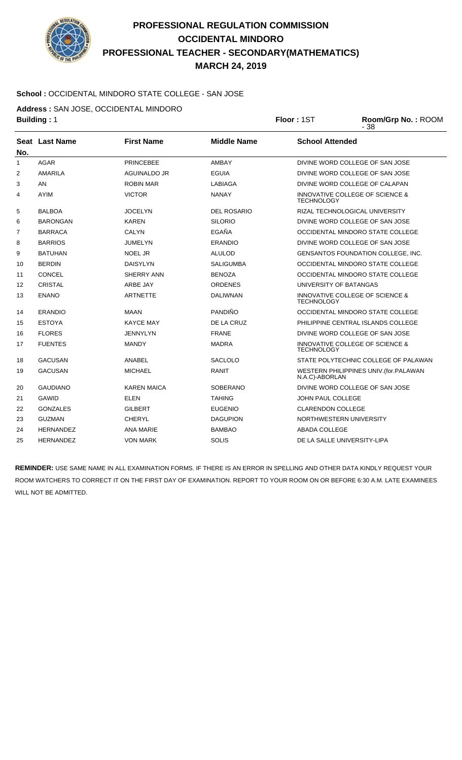# PROFESSIONAL REGULATION COMMISSION
## OCCIDENTAL MINDORO
## PROFESSIONAL TEACHER - SECONDARY(MATHEMATICS)
## MARCH 24, 2019

**School :** OCCIDENTAL MINDORO STATE COLLEGE - SAN JOSE

**Address :** SAN JOSE, OCCIDENTAL MINDORO

**Building :** 1 **Floor :** 1ST **Room/Grp No. :** ROOM - 38

| Seat No. | Last Name | First Name | Middle Name | School Attended |
|---|---|---|---|---|
| 1 | AGAR | PRINCEBEE | AMBAY | DIVINE WORD COLLEGE OF SAN JOSE |
| 2 | AMARILA | AGUINALDO JR | EGUIA | DIVINE WORD COLLEGE OF SAN JOSE |
| 3 | AN | ROBIN MAR | LABIAGA | DIVINE WORD COLLEGE OF CALAPAN |
| 4 | AYIM | VICTOR | NANAY | INNOVATIVE COLLEGE OF SCIENCE & TECHNOLOGY |
| 5 | BALBOA | JOCELYN | DEL ROSARIO | RIZAL TECHNOLOGICAL UNIVERSITY |
| 6 | BARONGAN | KAREN | SILORIO | DIVINE WORD COLLEGE OF SAN JOSE |
| 7 | BARRACA | CALYN | EGAÑA | OCCIDENTAL MINDORO STATE COLLEGE |
| 8 | BARRIOS | JUMELYN | ERANDIO | DIVINE WORD COLLEGE OF SAN JOSE |
| 9 | BATUHAN | NOEL JR | ALULOD | GENSANTOS FOUNDATION COLLEGE, INC. |
| 10 | BERDIN | DAISYLYN | SALIGUMBA | OCCIDENTAL MINDORO STATE COLLEGE |
| 11 | CONCEL | SHERRY ANN | BENOZA | OCCIDENTAL MINDORO STATE COLLEGE |
| 12 | CRISTAL | ARBE JAY | ORDENES | UNIVERSITY OF BATANGAS |
| 13 | ENANO | ARTNETTE | DALIWNAN | INNOVATIVE COLLEGE OF SCIENCE & TECHNOLOGY |
| 14 | ERANDIO | MAAN | PANDIÑO | OCCIDENTAL MINDORO STATE COLLEGE |
| 15 | ESTOYA | KAYCE MAY | DE LA CRUZ | PHILIPPINE CENTRAL ISLANDS COLLEGE |
| 16 | FLORES | JENNYLYN | FRANE | DIVINE WORD COLLEGE OF SAN JOSE |
| 17 | FUENTES | MANDY | MADRA | INNOVATIVE COLLEGE OF SCIENCE & TECHNOLOGY |
| 18 | GACUSAN | ANABEL | SACLOLO | STATE POLYTECHNIC COLLEGE OF PALAWAN |
| 19 | GACUSAN | MICHAEL | RANIT | WESTERN PHILIPPINES UNIV.(for.PALAWAN N.A.C)-ABORLAN |
| 20 | GAUDIANO | KAREN MAICA | SOBERANO | DIVINE WORD COLLEGE OF SAN JOSE |
| 21 | GAWID | ELEN | TAHING | JOHN PAUL COLLEGE |
| 22 | GONZALES | GILBERT | EUGENIO | CLARENDON COLLEGE |
| 23 | GUZMAN | CHERYL | DAGUPION | NORTHWESTERN UNIVERSITY |
| 24 | HERNANDEZ | ANA MARIE | BAMBAO | ABADA COLLEGE |
| 25 | HERNANDEZ | VON MARK | SOLIS | DE LA SALLE UNIVERSITY-LIPA |

**REMINDER:** USE SAME NAME IN ALL EXAMINATION FORMS. IF THERE IS AN ERROR IN SPELLING AND OTHER DATA KINDLY REQUEST YOUR ROOM WATCHERS TO CORRECT IT ON THE FIRST DAY OF EXAMINATION. REPORT TO YOUR ROOM ON OR BEFORE 6:30 A.M. LATE EXAMINEES WILL NOT BE ADMITTED.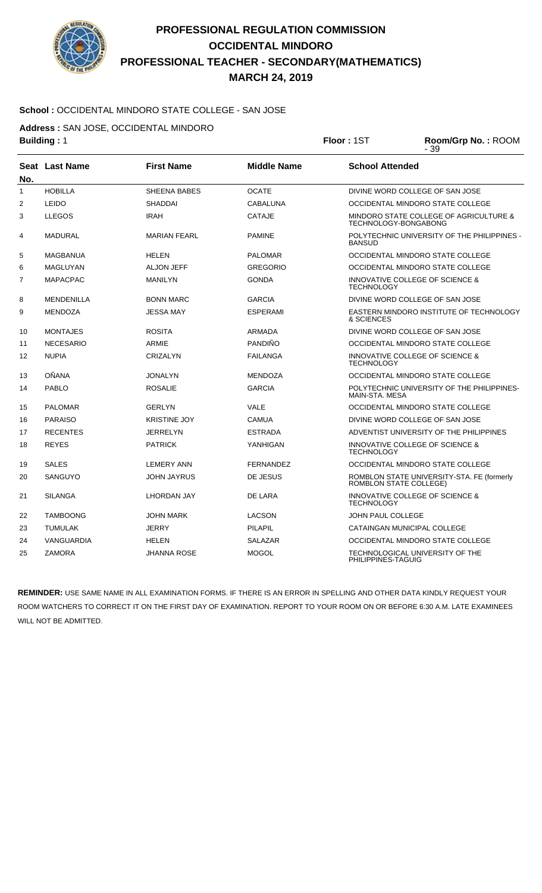# PROFESSIONAL REGULATION COMMISSION
# OCCIDENTAL MINDORO
# PROFESSIONAL TEACHER - SECONDARY(MATHEMATICS)
# MARCH 24, 2019

**School :** OCCIDENTAL MINDORO STATE COLLEGE - SAN JOSE

**Address :** SAN JOSE, OCCIDENTAL MINDORO

**Building :** 1 **Floor :** 1ST **Room/Grp No. :** ROOM - 39

| Seat No. | Last Name | First Name | Middle Name | School Attended |
|---|---|---|---|---|
| 1 | HOBILLA | SHEENA BABES | OCATE | DIVINE WORD COLLEGE OF SAN JOSE |
| 2 | LEIDO | SHADDAI | CABALUNA | OCCIDENTAL MINDORO STATE COLLEGE |
| 3 | LLEGOS | IRAH | CATAJE | MINDORO STATE COLLEGE OF AGRICULTURE & TECHNOLOGY-BONGABONG |
| 4 | MADURAL | MARIAN FEARL | PAMINE | POLYTECHNIC UNIVERSITY OF THE PHILIPPINES - BANSUD |
| 5 | MAGBANUA | HELEN | PALOMAR | OCCIDENTAL MINDORO STATE COLLEGE |
| 6 | MAGLUYAN | ALJON JEFF | GREGORIO | OCCIDENTAL MINDORO STATE COLLEGE |
| 7 | MAPACPAC | MANILYN | GONDA | INNOVATIVE COLLEGE OF SCIENCE & TECHNOLOGY |
| 8 | MENDENILLA | BONN MARC | GARCIA | DIVINE WORD COLLEGE OF SAN JOSE |
| 9 | MENDOZA | JESSA MAY | ESPERAMI | EASTERN MINDORO INSTITUTE OF TECHNOLOGY & SCIENCES |
| 10 | MONTAJES | ROSITA | ARMADA | DIVINE WORD COLLEGE OF SAN JOSE |
| 11 | NECESARIO | ARMIE | PANDIÑO | OCCIDENTAL MINDORO STATE COLLEGE |
| 12 | NUPIA | CRIZALYN | FAILANGA | INNOVATIVE COLLEGE OF SCIENCE & TECHNOLOGY |
| 13 | OÑANA | JONALYN | MENDOZA | OCCIDENTAL MINDORO STATE COLLEGE |
| 14 | PABLO | ROSALIE | GARCIA | POLYTECHNIC UNIVERSITY OF THE PHILIPPINES-MAIN-STA. MESA |
| 15 | PALOMAR | GERLYN | VALE | OCCIDENTAL MINDORO STATE COLLEGE |
| 16 | PARAISO | KRISTINE JOY | CAMUA | DIVINE WORD COLLEGE OF SAN JOSE |
| 17 | RECENTES | JERRELYN | ESTRADA | ADVENTIST UNIVERSITY OF THE PHILIPPINES |
| 18 | REYES | PATRICK | YANHIGAN | INNOVATIVE COLLEGE OF SCIENCE & TECHNOLOGY |
| 19 | SALES | LEMERY ANN | FERNANDEZ | OCCIDENTAL MINDORO STATE COLLEGE |
| 20 | SANGUYO | JOHN JAYRUS | DE JESUS | ROMBLON STATE UNIVERSITY-STA. FE (formerly ROMBLON STATE COLLEGE) |
| 21 | SILANGA | LHORDAN JAY | DE LARA | INNOVATIVE COLLEGE OF SCIENCE & TECHNOLOGY |
| 22 | TAMBOONG | JOHN MARK | LACSON | JOHN PAUL COLLEGE |
| 23 | TUMULAK | JERRY | PILAPIL | CATAINGAN MUNICIPAL COLLEGE |
| 24 | VANGUARDIA | HELEN | SALAZAR | OCCIDENTAL MINDORO STATE COLLEGE |
| 25 | ZAMORA | JHANNA ROSE | MOGOL | TECHNOLOGICAL UNIVERSITY OF THE PHILIPPINES-TAGUIG |

**REMINDER:** USE SAME NAME IN ALL EXAMINATION FORMS. IF THERE IS AN ERROR IN SPELLING AND OTHER DATA KINDLY REQUEST YOUR ROOM WATCHERS TO CORRECT IT ON THE FIRST DAY OF EXAMINATION. REPORT TO YOUR ROOM ON OR BEFORE 6:30 A.M. LATE EXAMINEES WILL NOT BE ADMITTED.